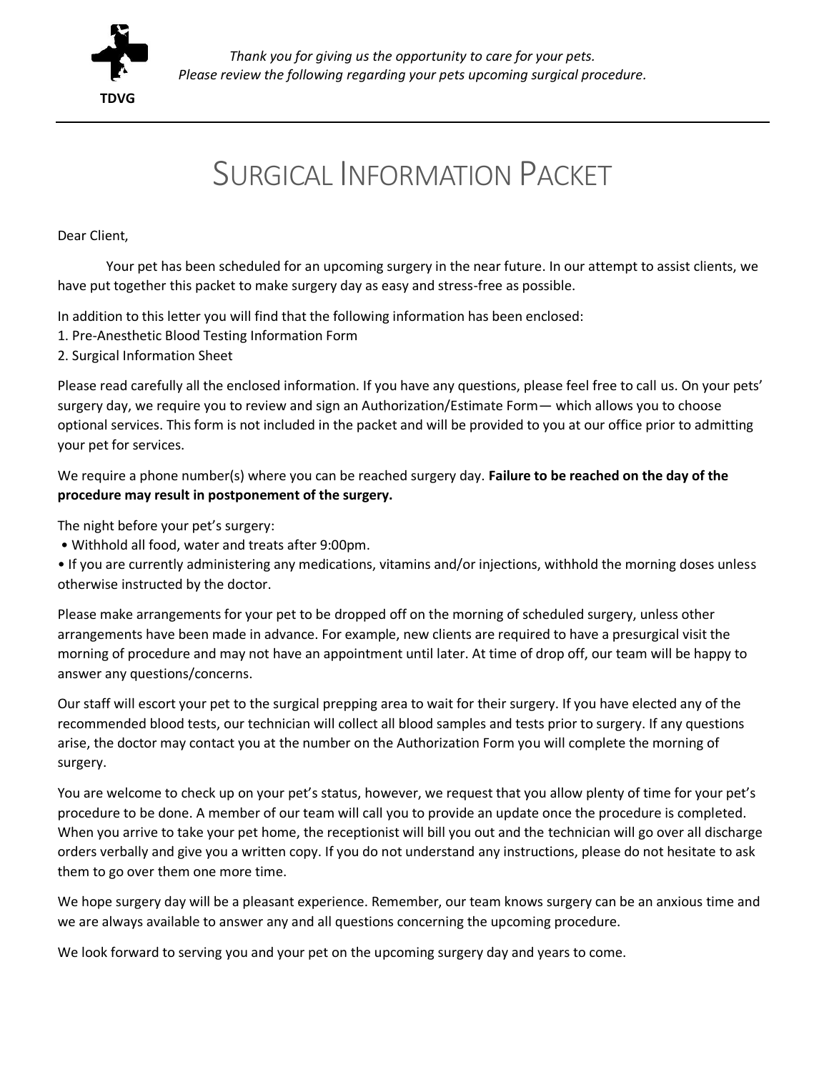TDVG

*Thank you for giving us the opportunity to care for your pets.*
*Please review the following regarding your pets upcoming surgical procedure.*

# SURGICAL INFORMATION PACKET

Dear Client,

Your pet has been scheduled for an upcoming surgery in the near future. In our attempt to assist clients, we have put together this packet to make surgery day as easy and stress-free as possible.

In addition to this letter you will find that the following information has been enclosed:

1. Pre-Anesthetic Blood Testing Information Form
2. Surgical Information Sheet

Please read carefully all the enclosed information. If you have any questions, please feel free to call us. On your pets' surgery day, we require you to review and sign an Authorization/Estimate Form— which allows you to choose optional services. This form is not included in the packet and will be provided to you at our office prior to admitting your pet for services.

We require a phone number(s) where you can be reached surgery day. **Failure to be reached on the day of the procedure may result in postponement of the surgery.**

The night before your pet's surgery:

- Withhold all food, water and treats after 9:00pm.
- If you are currently administering any medications, vitamins and/or injections, withhold the morning doses unless otherwise instructed by the doctor.

Please make arrangements for your pet to be dropped off on the morning of scheduled surgery, unless other arrangements have been made in advance. For example, new clients are required to have a presurgical visit the morning of procedure and may not have an appointment until later. At time of drop off, our team will be happy to answer any questions/concerns.

Our staff will escort your pet to the surgical prepping area to wait for their surgery. If you have elected any of the recommended blood tests, our technician will collect all blood samples and tests prior to surgery. If any questions arise, the doctor may contact you at the number on the Authorization Form you will complete the morning of surgery.

You are welcome to check up on your pet's status, however, we request that you allow plenty of time for your pet's procedure to be done. A member of our team will call you to provide an update once the procedure is completed. When you arrive to take your pet home, the receptionist will bill you out and the technician will go over all discharge orders verbally and give you a written copy. If you do not understand any instructions, please do not hesitate to ask them to go over them one more time.

We hope surgery day will be a pleasant experience. Remember, our team knows surgery can be an anxious time and we are always available to answer any and all questions concerning the upcoming procedure.

We look forward to serving you and your pet on the upcoming surgery day and years to come.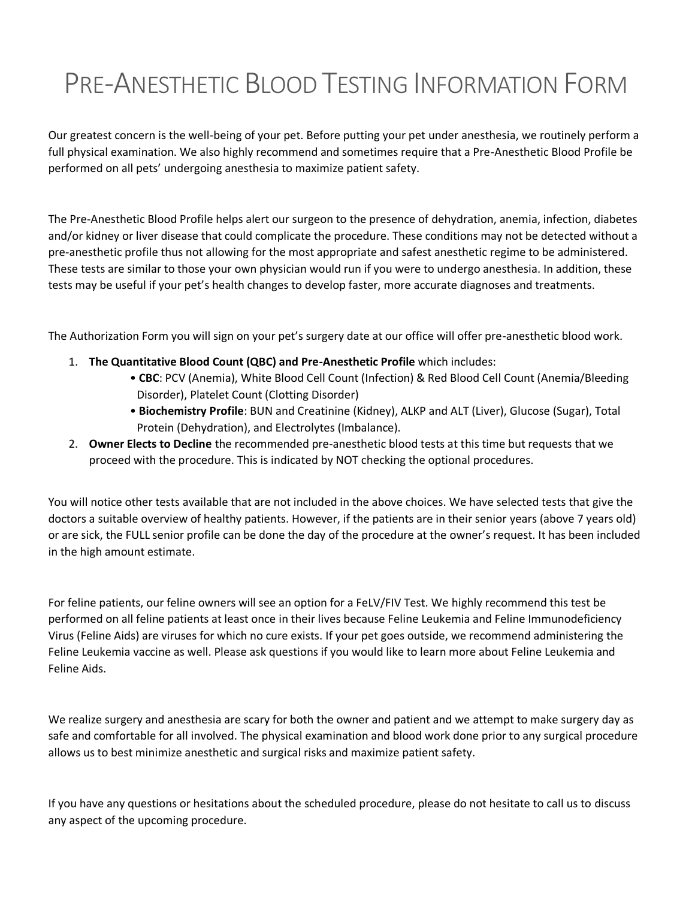# Pre-Anesthetic Blood Testing Information Form

Our greatest concern is the well-being of your pet. Before putting your pet under anesthesia, we routinely perform a full physical examination. We also highly recommend and sometimes require that a Pre-Anesthetic Blood Profile be performed on all pets' undergoing anesthesia to maximize patient safety.

The Pre-Anesthetic Blood Profile helps alert our surgeon to the presence of dehydration, anemia, infection, diabetes and/or kidney or liver disease that could complicate the procedure. These conditions may not be detected without a pre-anesthetic profile thus not allowing for the most appropriate and safest anesthetic regime to be administered. These tests are similar to those your own physician would run if you were to undergo anesthesia. In addition, these tests may be useful if your pet's health changes to develop faster, more accurate diagnoses and treatments.

The Authorization Form you will sign on your pet's surgery date at our office will offer pre-anesthetic blood work.

1. **The Quantitative Blood Count (QBC) and Pre-Anesthetic Profile** which includes:
   - **CBC**: PCV (Anemia), White Blood Cell Count (Infection) & Red Blood Cell Count (Anemia/Bleeding Disorder), Platelet Count (Clotting Disorder)
   - **Biochemistry Profile**: BUN and Creatinine (Kidney), ALKP and ALT (Liver), Glucose (Sugar), Total Protein (Dehydration), and Electrolytes (Imbalance).
2. **Owner Elects to Decline** the recommended pre-anesthetic blood tests at this time but requests that we proceed with the procedure. This is indicated by NOT checking the optional procedures.

You will notice other tests available that are not included in the above choices. We have selected tests that give the doctors a suitable overview of healthy patients. However, if the patients are in their senior years (above 7 years old) or are sick, the FULL senior profile can be done the day of the procedure at the owner's request. It has been included in the high amount estimate.

For feline patients, our feline owners will see an option for a FeLV/FIV Test. We highly recommend this test be performed on all feline patients at least once in their lives because Feline Leukemia and Feline Immunodeficiency Virus (Feline Aids) are viruses for which no cure exists. If your pet goes outside, we recommend administering the Feline Leukemia vaccine as well. Please ask questions if you would like to learn more about Feline Leukemia and Feline Aids.

We realize surgery and anesthesia are scary for both the owner and patient and we attempt to make surgery day as safe and comfortable for all involved. The physical examination and blood work done prior to any surgical procedure allows us to best minimize anesthetic and surgical risks and maximize patient safety.

If you have any questions or hesitations about the scheduled procedure, please do not hesitate to call us to discuss any aspect of the upcoming procedure.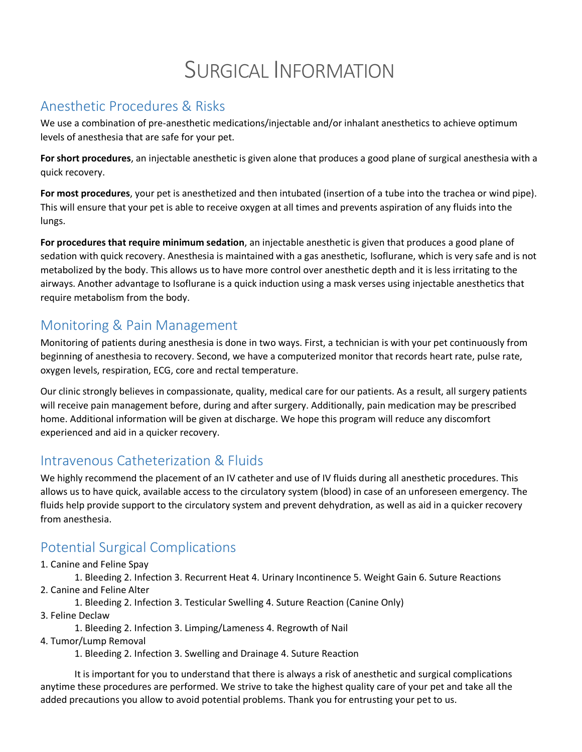# Surgical Information

## Anesthetic Procedures & Risks

We use a combination of pre-anesthetic medications/injectable and/or inhalant anesthetics to achieve optimum levels of anesthesia that are safe for your pet.

**For short procedures**, an injectable anesthetic is given alone that produces a good plane of surgical anesthesia with a quick recovery.

**For most procedures**, your pet is anesthetized and then intubated (insertion of a tube into the trachea or wind pipe). This will ensure that your pet is able to receive oxygen at all times and prevents aspiration of any fluids into the lungs.

**For procedures that require minimum sedation**, an injectable anesthetic is given that produces a good plane of sedation with quick recovery. Anesthesia is maintained with a gas anesthetic, Isoflurane, which is very safe and is not metabolized by the body. This allows us to have more control over anesthetic depth and it is less irritating to the airways. Another advantage to Isoflurane is a quick induction using a mask verses using injectable anesthetics that require metabolism from the body.

## Monitoring & Pain Management

Monitoring of patients during anesthesia is done in two ways. First, a technician is with your pet continuously from beginning of anesthesia to recovery. Second, we have a computerized monitor that records heart rate, pulse rate, oxygen levels, respiration, ECG, core and rectal temperature.

Our clinic strongly believes in compassionate, quality, medical care for our patients. As a result, all surgery patients will receive pain management before, during and after surgery. Additionally, pain medication may be prescribed home. Additional information will be given at discharge. We hope this program will reduce any discomfort experienced and aid in a quicker recovery.

## Intravenous Catheterization & Fluids

We highly recommend the placement of an IV catheter and use of IV fluids during all anesthetic procedures. This allows us to have quick, available access to the circulatory system (blood) in case of an unforeseen emergency. The fluids help provide support to the circulatory system and prevent dehydration, as well as aid in a quicker recovery from anesthesia.

## Potential Surgical Complications

1. Canine and Feline Spay
   1. Bleeding 2. Infection 3. Recurrent Heat 4. Urinary Incontinence 5. Weight Gain 6. Suture Reactions
2. Canine and Feline Alter
   1. Bleeding 2. Infection 3. Testicular Swelling 4. Suture Reaction (Canine Only)
3. Feline Declaw
   1. Bleeding 2. Infection 3. Limping/Lameness 4. Regrowth of Nail
4. Tumor/Lump Removal
   1. Bleeding 2. Infection 3. Swelling and Drainage 4. Suture Reaction

It is important for you to understand that there is always a risk of anesthetic and surgical complications anytime these procedures are performed. We strive to take the highest quality care of your pet and take all the added precautions you allow to avoid potential problems. Thank you for entrusting your pet to us.